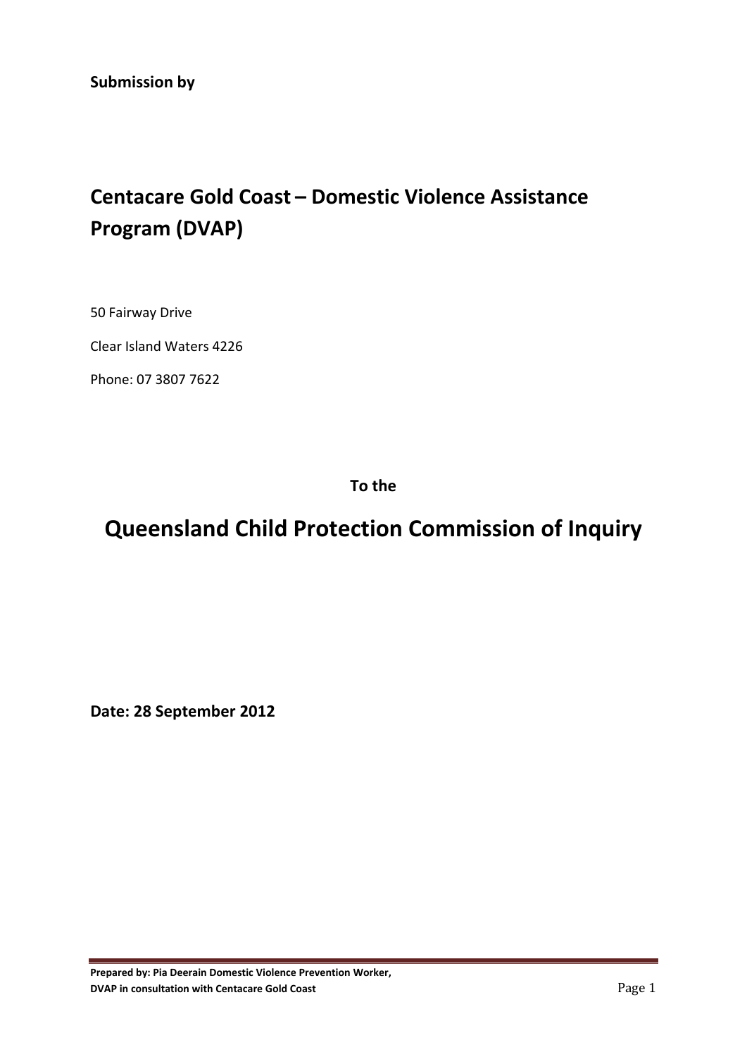**Submission by**

# Centacare Gold Coast – Domestic Violence Assistance Program (DVAP)

50 Fairway Drive

Clear Island Waters 4226

Phone: 07 3807 7622

**To the**

# Queensland Child Protection Commission of Inquiry

**Date: 28 September 2012**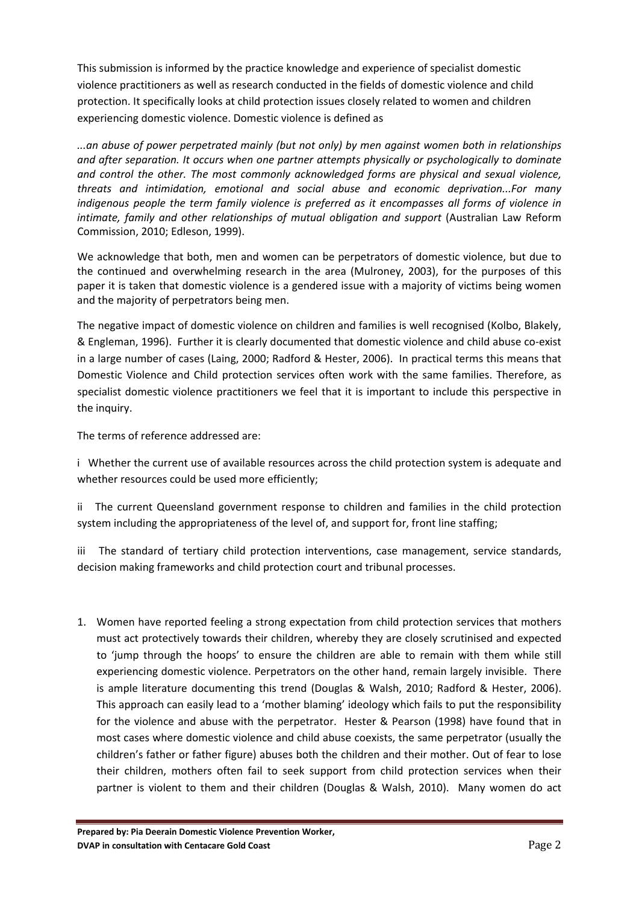This submission is informed by the practice knowledge and experience of specialist domestic violence practitioners as well as research conducted in the fields of domestic violence and child protection. It specifically looks at child protection issues closely related to women and children experiencing domestic violence. Domestic violence is defined as

*...an abuse of power perpetrated mainly (but not only) by men against women both in relationships and after separation. It occurs when one partner attempts physically or psychologically to dominate and control the other. The most commonly acknowledged forms are physical and sexual violence, threats and intimidation, emotional and social abuse and economic deprivation...For many indigenous people the term family violence is preferred as it encompasses all forms of violence in intimate, family and other relationships of mutual obligation and support* (Australian Law Reform Commission, 2010; Edleson, 1999).

We acknowledge that both, men and women can be perpetrators of domestic violence, but due to the continued and overwhelming research in the area (Mulroney, 2003), for the purposes of this paper it is taken that domestic violence is a gendered issue with a majority of victims being women and the majority of perpetrators being men.

The negative impact of domestic violence on children and families is well recognised (Kolbo, Blakely, & Engleman, 1996). Further it is clearly documented that domestic violence and child abuse co-exist in a large number of cases (Laing, 2000; Radford & Hester, 2006). In practical terms this means that Domestic Violence and Child protection services often work with the same families. Therefore, as specialist domestic violence practitioners we feel that it is important to include this perspective in the inquiry.

The terms of reference addressed are:

i Whether the current use of available resources across the child protection system is adequate and whether resources could be used more efficiently;

ii The current Queensland government response to children and families in the child protection system including the appropriateness of the level of, and support for, front line staffing;

iii The standard of tertiary child protection interventions, case management, service standards, decision making frameworks and child protection court and tribunal processes.

1. Women have reported feeling a strong expectation from child protection services that mothers must act protectively towards their children, whereby they are closely scrutinised and expected to 'jump through the hoops' to ensure the children are able to remain with them while still experiencing domestic violence. Perpetrators on the other hand, remain largely invisible. There is ample literature documenting this trend (Douglas & Walsh, 2010; Radford & Hester, 2006). This approach can easily lead to a 'mother blaming' ideology which fails to put the responsibility for the violence and abuse with the perpetrator. Hester & Pearson (1998) have found that in most cases where domestic violence and child abuse coexists, the same perpetrator (usually the children's father or father figure) abuses both the children and their mother. Out of fear to lose their children, mothers often fail to seek support from child protection services when their partner is violent to them and their children (Douglas & Walsh, 2010). Many women do act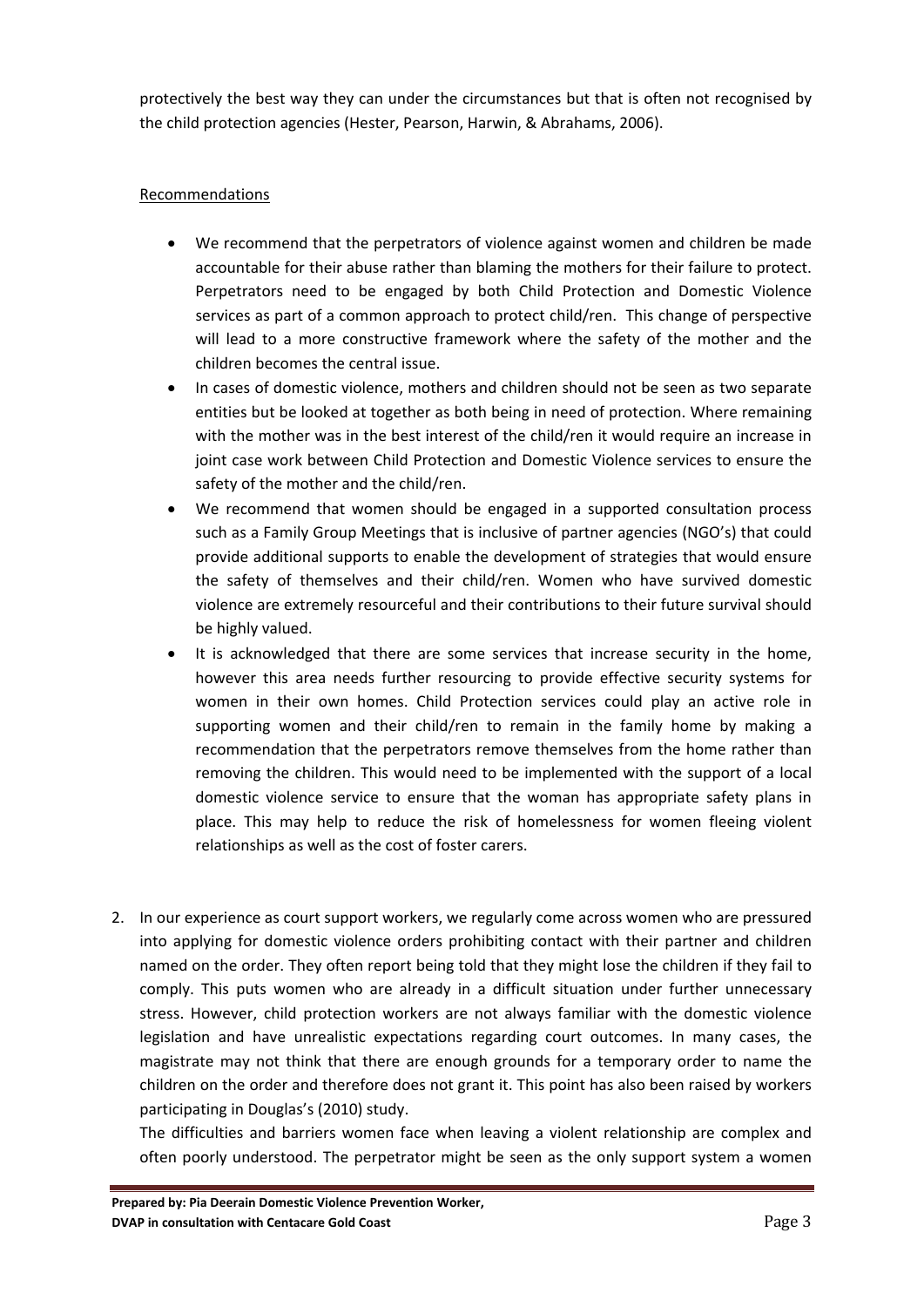protectively the best way they can under the circumstances but that is often not recognised by the child protection agencies (Hester, Pearson, Harwin, & Abrahams, 2006).

Recommendations

- We recommend that the perpetrators of violence against women and children be made accountable for their abuse rather than blaming the mothers for their failure to protect. Perpetrators need to be engaged by both Child Protection and Domestic Violence services as part of a common approach to protect child/ren. This change of perspective will lead to a more constructive framework where the safety of the mother and the children becomes the central issue.
- In cases of domestic violence, mothers and children should not be seen as two separate entities but be looked at together as both being in need of protection. Where remaining with the mother was in the best interest of the child/ren it would require an increase in joint case work between Child Protection and Domestic Violence services to ensure the safety of the mother and the child/ren.
- We recommend that women should be engaged in a supported consultation process such as a Family Group Meetings that is inclusive of partner agencies (NGO's) that could provide additional supports to enable the development of strategies that would ensure the safety of themselves and their child/ren. Women who have survived domestic violence are extremely resourceful and their contributions to their future survival should be highly valued.
- It is acknowledged that there are some services that increase security in the home, however this area needs further resourcing to provide effective security systems for women in their own homes. Child Protection services could play an active role in supporting women and their child/ren to remain in the family home by making a recommendation that the perpetrators remove themselves from the home rather than removing the children. This would need to be implemented with the support of a local domestic violence service to ensure that the woman has appropriate safety plans in place. This may help to reduce the risk of homelessness for women fleeing violent relationships as well as the cost of foster carers.

2. In our experience as court support workers, we regularly come across women who are pressured into applying for domestic violence orders prohibiting contact with their partner and children named on the order. They often report being told that they might lose the children if they fail to comply. This puts women who are already in a difficult situation under further unnecessary stress. However, child protection workers are not always familiar with the domestic violence legislation and have unrealistic expectations regarding court outcomes. In many cases, the magistrate may not think that there are enough grounds for a temporary order to name the children on the order and therefore does not grant it. This point has also been raised by workers participating in Douglas's (2010) study.

   The difficulties and barriers women face when leaving a violent relationship are complex and often poorly understood. The perpetrator might be seen as the only support system a women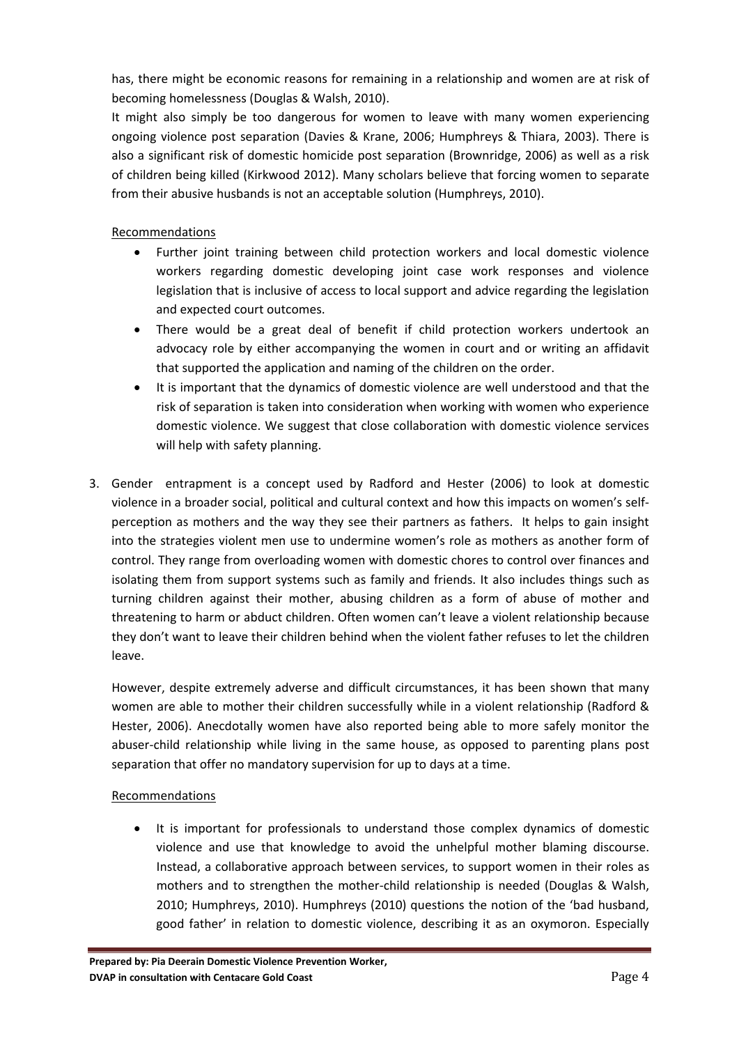has, there might be economic reasons for remaining in a relationship and women are at risk of becoming homelessness (Douglas & Walsh, 2010).

It might also simply be too dangerous for women to leave with many women experiencing ongoing violence post separation (Davies & Krane, 2006; Humphreys & Thiara, 2003). There is also a significant risk of domestic homicide post separation (Brownridge, 2006) as well as a risk of children being killed (Kirkwood 2012). Many scholars believe that forcing women to separate from their abusive husbands is not an acceptable solution (Humphreys, 2010).

Recommendations

- Further joint training between child protection workers and local domestic violence workers regarding domestic developing joint case work responses and violence legislation that is inclusive of access to local support and advice regarding the legislation and expected court outcomes.
- There would be a great deal of benefit if child protection workers undertook an advocacy role by either accompanying the women in court and or writing an affidavit that supported the application and naming of the children on the order.
- It is important that the dynamics of domestic violence are well understood and that the risk of separation is taken into consideration when working with women who experience domestic violence. We suggest that close collaboration with domestic violence services will help with safety planning.

3. Gender entrapment is a concept used by Radford and Hester (2006) to look at domestic violence in a broader social, political and cultural context and how this impacts on women's self-perception as mothers and the way they see their partners as fathers. It helps to gain insight into the strategies violent men use to undermine women's role as mothers as another form of control. They range from overloading women with domestic chores to control over finances and isolating them from support systems such as family and friends. It also includes things such as turning children against their mother, abusing children as a form of abuse of mother and threatening to harm or abduct children. Often women can't leave a violent relationship because they don't want to leave their children behind when the violent father refuses to let the children leave.

   However, despite extremely adverse and difficult circumstances, it has been shown that many women are able to mother their children successfully while in a violent relationship (Radford & Hester, 2006). Anecdotally women have also reported being able to more safely monitor the abuser-child relationship while living in the same house, as opposed to parenting plans post separation that offer no mandatory supervision for up to days at a time.

   Recommendations

   - It is important for professionals to understand those complex dynamics of domestic violence and use that knowledge to avoid the unhelpful mother blaming discourse. Instead, a collaborative approach between services, to support women in their roles as mothers and to strengthen the mother-child relationship is needed (Douglas & Walsh, 2010; Humphreys, 2010). Humphreys (2010) questions the notion of the 'bad husband, good father' in relation to domestic violence, describing it as an oxymoron. Especially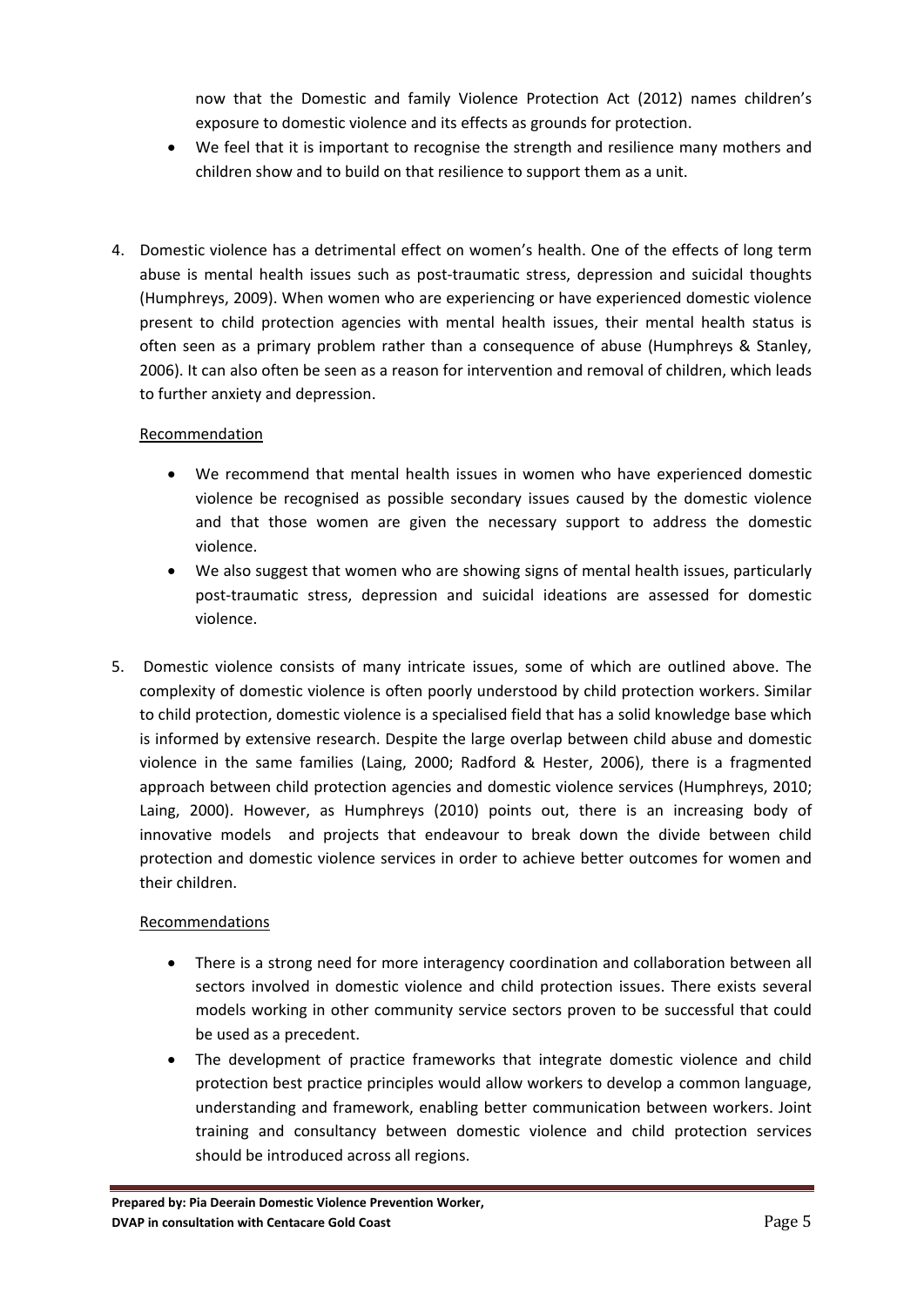now that the Domestic and family Violence Protection Act (2012) names children's exposure to domestic violence and its effects as grounds for protection.

- We feel that it is important to recognise the strength and resilience many mothers and children show and to build on that resilience to support them as a unit.

4. Domestic violence has a detrimental effect on women's health. One of the effects of long term abuse is mental health issues such as post-traumatic stress, depression and suicidal thoughts (Humphreys, 2009). When women who are experiencing or have experienced domestic violence present to child protection agencies with mental health issues, their mental health status is often seen as a primary problem rather than a consequence of abuse (Humphreys & Stanley, 2006). It can also often be seen as a reason for intervention and removal of children, which leads to further anxiety and depression.

<u>Recommendation</u>

- We recommend that mental health issues in women who have experienced domestic violence be recognised as possible secondary issues caused by the domestic violence and that those women are given the necessary support to address the domestic violence.
- We also suggest that women who are showing signs of mental health issues, particularly post-traumatic stress, depression and suicidal ideations are assessed for domestic violence.

5. Domestic violence consists of many intricate issues, some of which are outlined above. The complexity of domestic violence is often poorly understood by child protection workers. Similar to child protection, domestic violence is a specialised field that has a solid knowledge base which is informed by extensive research. Despite the large overlap between child abuse and domestic violence in the same families (Laing, 2000; Radford & Hester, 2006), there is a fragmented approach between child protection agencies and domestic violence services (Humphreys, 2010; Laing, 2000). However, as Humphreys (2010) points out, there is an increasing body of innovative models and projects that endeavour to break down the divide between child protection and domestic violence services in order to achieve better outcomes for women and their children.

<u>Recommendations</u>

- There is a strong need for more interagency coordination and collaboration between all sectors involved in domestic violence and child protection issues. There exists several models working in other community service sectors proven to be successful that could be used as a precedent.
- The development of practice frameworks that integrate domestic violence and child protection best practice principles would allow workers to develop a common language, understanding and framework, enabling better communication between workers. Joint training and consultancy between domestic violence and child protection services should be introduced across all regions.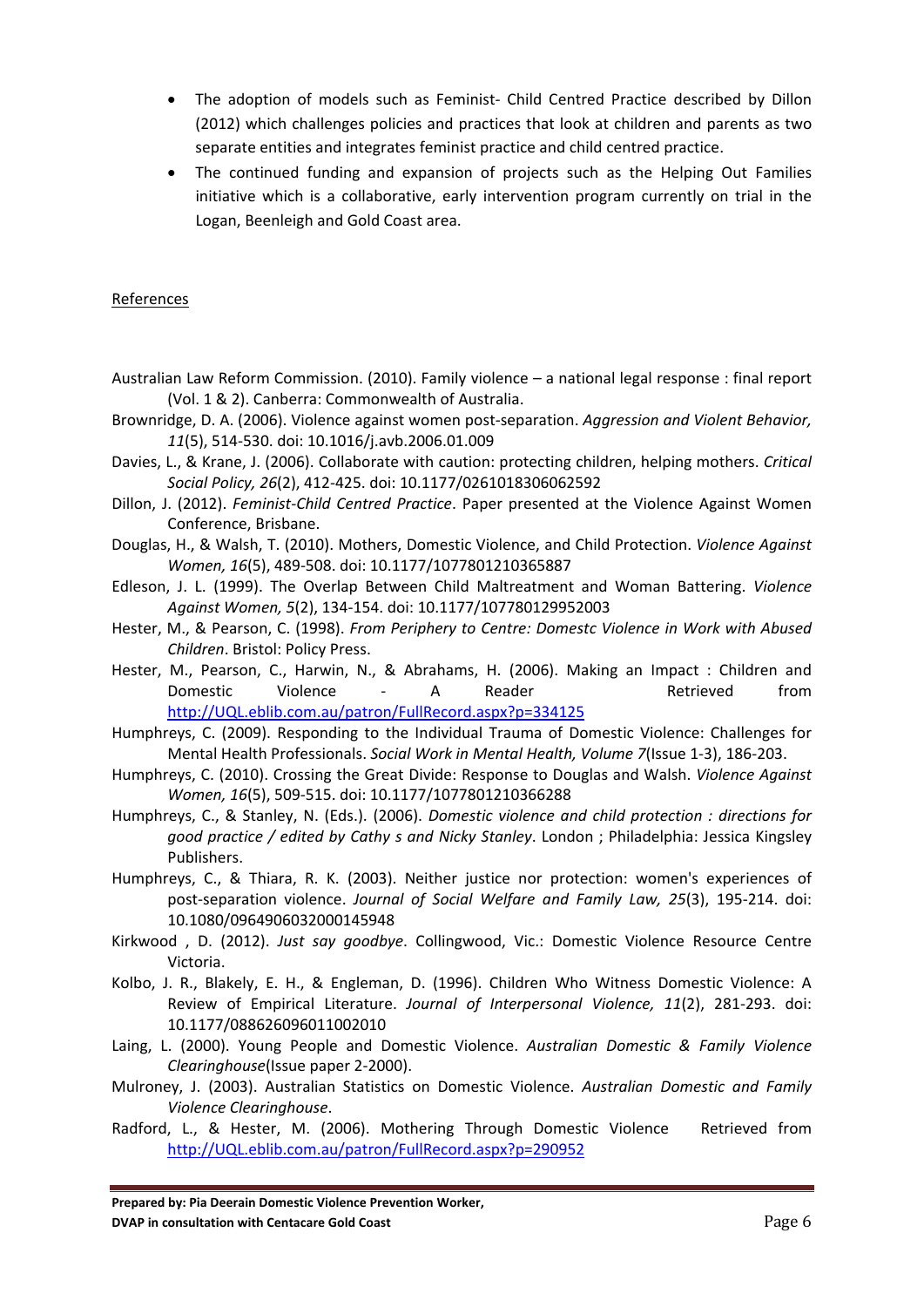- The adoption of models such as Feminist- Child Centred Practice described by Dillon (2012) which challenges policies and practices that look at children and parents as two separate entities and integrates feminist practice and child centred practice.
- The continued funding and expansion of projects such as the Helping Out Families initiative which is a collaborative, early intervention program currently on trial in the Logan, Beenleigh and Gold Coast area.

## References

Australian Law Reform Commission. (2010). Family violence – a national legal response : final report (Vol. 1 & 2). Canberra: Commonwealth of Australia.

Brownridge, D. A. (2006). Violence against women post-separation. *Aggression and Violent Behavior, 11*(5), 514-530. doi: 10.1016/j.avb.2006.01.009

Davies, L., & Krane, J. (2006). Collaborate with caution: protecting children, helping mothers. *Critical Social Policy, 26*(2), 412-425. doi: 10.1177/0261018306062592

Dillon, J. (2012). *Feminist-Child Centred Practice*. Paper presented at the Violence Against Women Conference, Brisbane.

Douglas, H., & Walsh, T. (2010). Mothers, Domestic Violence, and Child Protection. *Violence Against Women, 16*(5), 489-508. doi: 10.1177/1077801210365887

Edleson, J. L. (1999). The Overlap Between Child Maltreatment and Woman Battering. *Violence Against Women, 5*(2), 134-154. doi: 10.1177/107780129952003

Hester, M., & Pearson, C. (1998). *From Periphery to Centre: Domestc Violence in Work with Abused Children*. Bristol: Policy Press.

Hester, M., Pearson, C., Harwin, N., & Abrahams, H. (2006). Making an Impact : Children and Domestic Violence - A Reader Retrieved from http://UQL.eblib.com.au/patron/FullRecord.aspx?p=334125

Humphreys, C. (2009). Responding to the Individual Trauma of Domestic Violence: Challenges for Mental Health Professionals. *Social Work in Mental Health, Volume 7*(Issue 1-3), 186-203.

Humphreys, C. (2010). Crossing the Great Divide: Response to Douglas and Walsh. *Violence Against Women, 16*(5), 509-515. doi: 10.1177/1077801210366288

Humphreys, C., & Stanley, N. (Eds.). (2006). *Domestic violence and child protection : directions for good practice / edited by Cathy s and Nicky Stanley*. London ; Philadelphia: Jessica Kingsley Publishers.

Humphreys, C., & Thiara, R. K. (2003). Neither justice nor protection: women's experiences of post-separation violence. *Journal of Social Welfare and Family Law, 25*(3), 195-214. doi: 10.1080/0964906032000145948

Kirkwood , D. (2012). *Just say goodbye*. Collingwood, Vic.: Domestic Violence Resource Centre Victoria.

Kolbo, J. R., Blakely, E. H., & Engleman, D. (1996). Children Who Witness Domestic Violence: A Review of Empirical Literature. *Journal of Interpersonal Violence, 11*(2), 281-293. doi: 10.1177/088626096011002010

Laing, L. (2000). Young People and Domestic Violence. *Australian Domestic & Family Violence Clearinghouse*(Issue paper 2-2000).

Mulroney, J. (2003). Australian Statistics on Domestic Violence. *Australian Domestic and Family Violence Clearinghouse*.

Radford, L., & Hester, M. (2006). Mothering Through Domestic Violence Retrieved from http://UQL.eblib.com.au/patron/FullRecord.aspx?p=290952